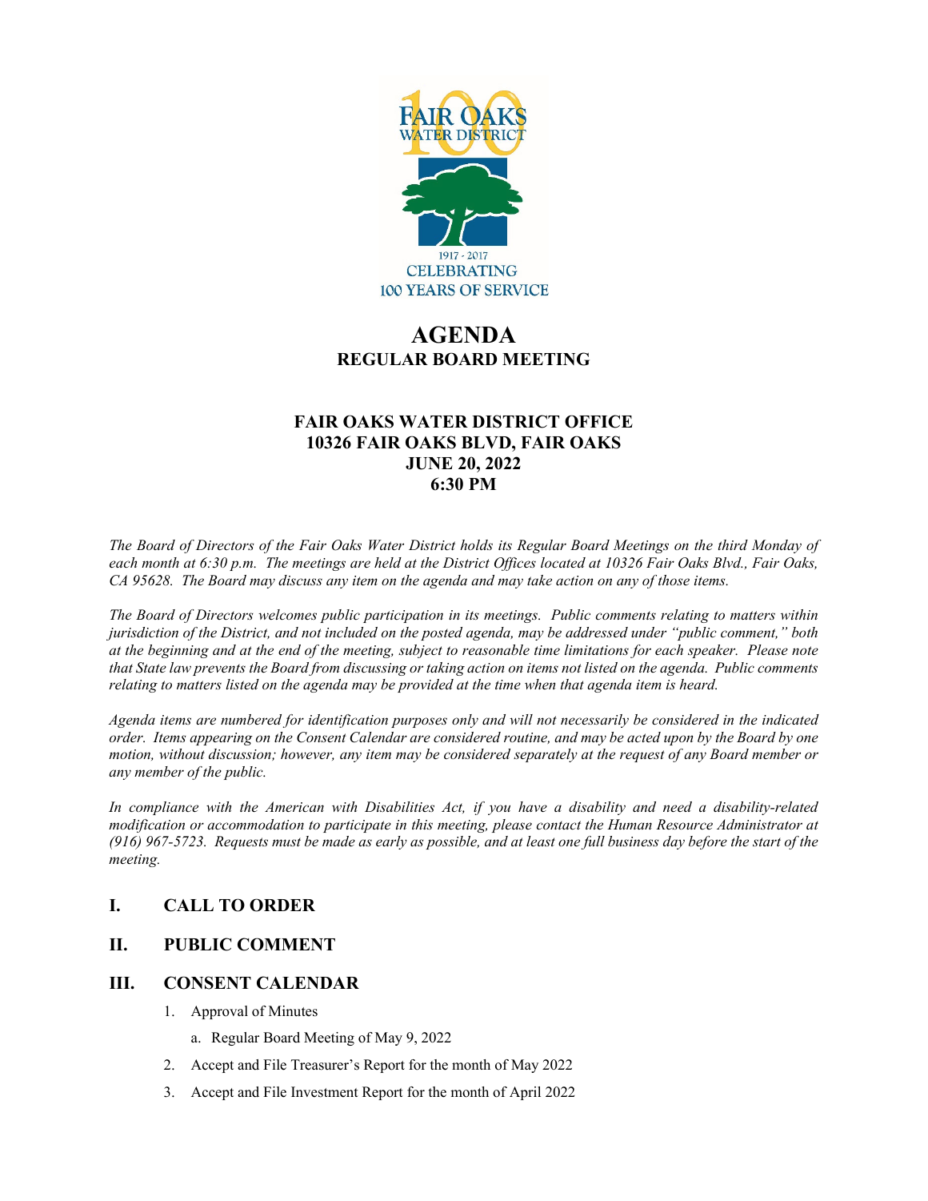FAIR OAKS WATER DISTRICT

1917 - 2017
CELEBRATING
100 YEARS OF SERVICE

# AGENDA
## REGULAR BOARD MEETING

### FAIR OAKS WATER DISTRICT OFFICE
### 10326 FAIR OAKS BLVD, FAIR OAKS
### JUNE 20, 2022
### 6:30 PM

*The Board of Directors of the Fair Oaks Water District holds its Regular Board Meetings on the third Monday of each month at 6:30 p.m. The meetings are held at the District Offices located at 10326 Fair Oaks Blvd., Fair Oaks, CA 95628. The Board may discuss any item on the agenda and may take action on any of those items.*

*The Board of Directors welcomes public participation in its meetings. Public comments relating to matters within jurisdiction of the District, and not included on the posted agenda, may be addressed under "public comment," both at the beginning and at the end of the meeting, subject to reasonable time limitations for each speaker. Please note that State law prevents the Board from discussing or taking action on items not listed on the agenda. Public comments relating to matters listed on the agenda may be provided at the time when that agenda item is heard.*

*Agenda items are numbered for identification purposes only and will not necessarily be considered in the indicated order. Items appearing on the Consent Calendar are considered routine, and may be acted upon by the Board by one motion, without discussion; however, any item may be considered separately at the request of any Board member or any member of the public.*

*In compliance with the American with Disabilities Act, if you have a disability and need a disability-related modification or accommodation to participate in this meeting, please contact the Human Resource Administrator at (916) 967-5723. Requests must be made as early as possible, and at least one full business day before the start of the meeting.*

## I. CALL TO ORDER

## II. PUBLIC COMMENT

## III. CONSENT CALENDAR

1. Approval of Minutes
   a. Regular Board Meeting of May 9, 2022
2. Accept and File Treasurer's Report for the month of May 2022
3. Accept and File Investment Report for the month of April 2022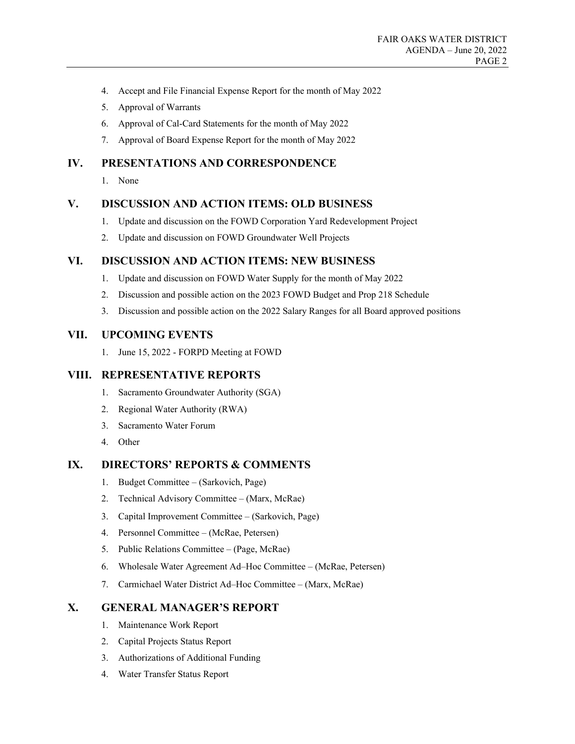4. Accept and File Financial Expense Report for the month of May 2022
5. Approval of Warrants
6. Approval of Cal-Card Statements for the month of May 2022
7. Approval of Board Expense Report for the month of May 2022

## IV. PRESENTATIONS AND CORRESPONDENCE

1. None

## V. DISCUSSION AND ACTION ITEMS: OLD BUSINESS

1. Update and discussion on the FOWD Corporation Yard Redevelopment Project
2. Update and discussion on FOWD Groundwater Well Projects

## VI. DISCUSSION AND ACTION ITEMS: NEW BUSINESS

1. Update and discussion on FOWD Water Supply for the month of May 2022
2. Discussion and possible action on the 2023 FOWD Budget and Prop 218 Schedule
3. Discussion and possible action on the 2022 Salary Ranges for all Board approved positions

## VII. UPCOMING EVENTS

1. June 15, 2022 - FORPD Meeting at FOWD

## VIII. REPRESENTATIVE REPORTS

1. Sacramento Groundwater Authority (SGA)
2. Regional Water Authority (RWA)
3. Sacramento Water Forum
4. Other

## IX. DIRECTORS' REPORTS & COMMENTS

1. Budget Committee – (Sarkovich, Page)
2. Technical Advisory Committee – (Marx, McRae)
3. Capital Improvement Committee – (Sarkovich, Page)
4. Personnel Committee – (McRae, Petersen)
5. Public Relations Committee – (Page, McRae)
6. Wholesale Water Agreement Ad–Hoc Committee – (McRae, Petersen)
7. Carmichael Water District Ad–Hoc Committee – (Marx, McRae)

## X. GENERAL MANAGER'S REPORT

1. Maintenance Work Report
2. Capital Projects Status Report
3. Authorizations of Additional Funding
4. Water Transfer Status Report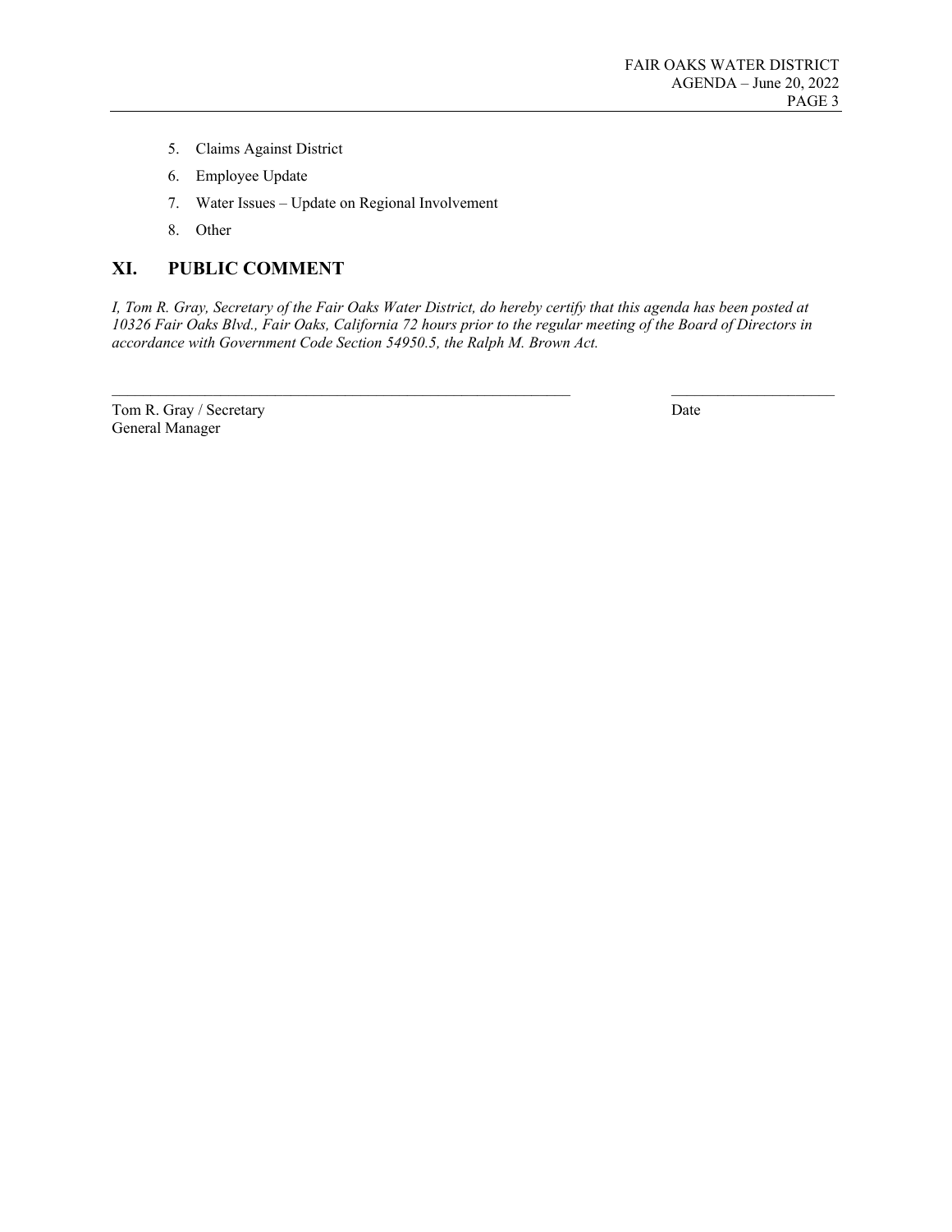5. Claims Against District
6. Employee Update
7. Water Issues – Update on Regional Involvement
8. Other

## XI. PUBLIC COMMENT

*I, Tom R. Gray, Secretary of the Fair Oaks Water District, do hereby certify that this agenda has been posted at 10326 Fair Oaks Blvd., Fair Oaks, California 72 hours prior to the regular meeting of the Board of Directors in accordance with Government Code Section 54950.5, the Ralph M. Brown Act.*

_______________________________________________________________ _____________________

Tom R. Gray / Secretary Date
General Manager